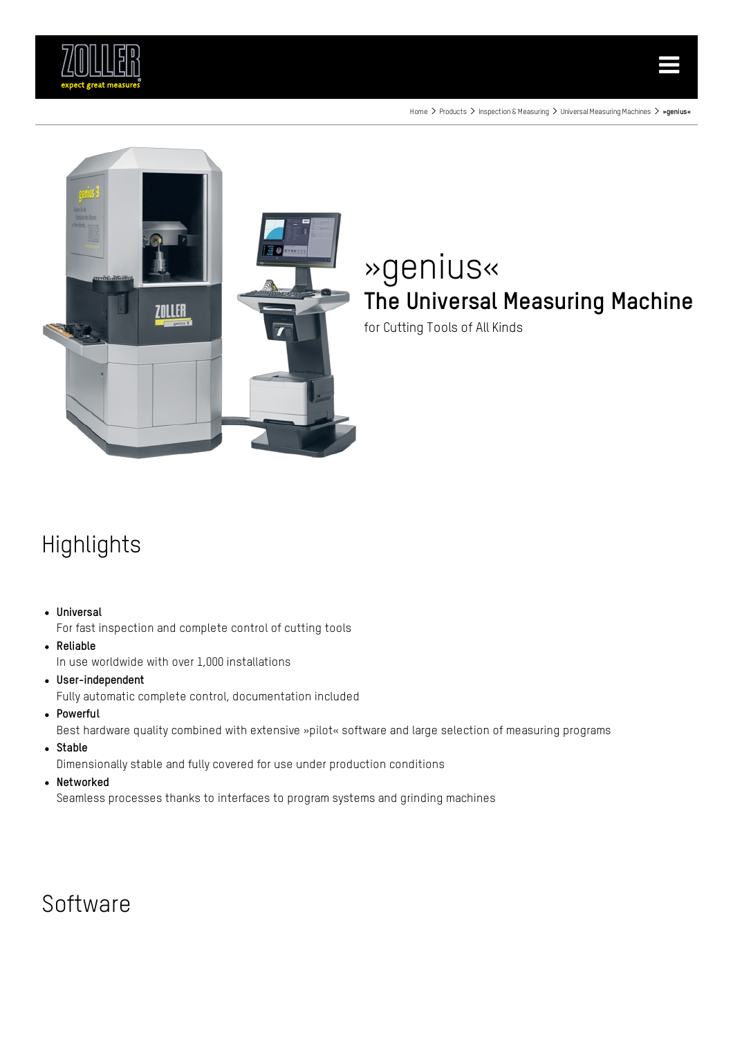Home > Products > Inspection & Measuring > Universal Measuring Machines > »genius«

# »genius«

## The Universal Measuring Machine

for Cutting Tools of All Kinds

## Highlights

- **Universal**
  For fast inspection and complete control of cutting tools
- **Reliable**
  In use worldwide with over 1,000 installations
- **User-independent**
  Fully automatic complete control, documentation included
- **Powerful**
  Best hardware quality combined with extensive »pilot« software and large selection of measuring programs
- **Stable**
  Dimensionally stable and fully covered for use under production conditions
- **Networked**
  Seamless processes thanks to interfaces to program systems and grinding machines

## Software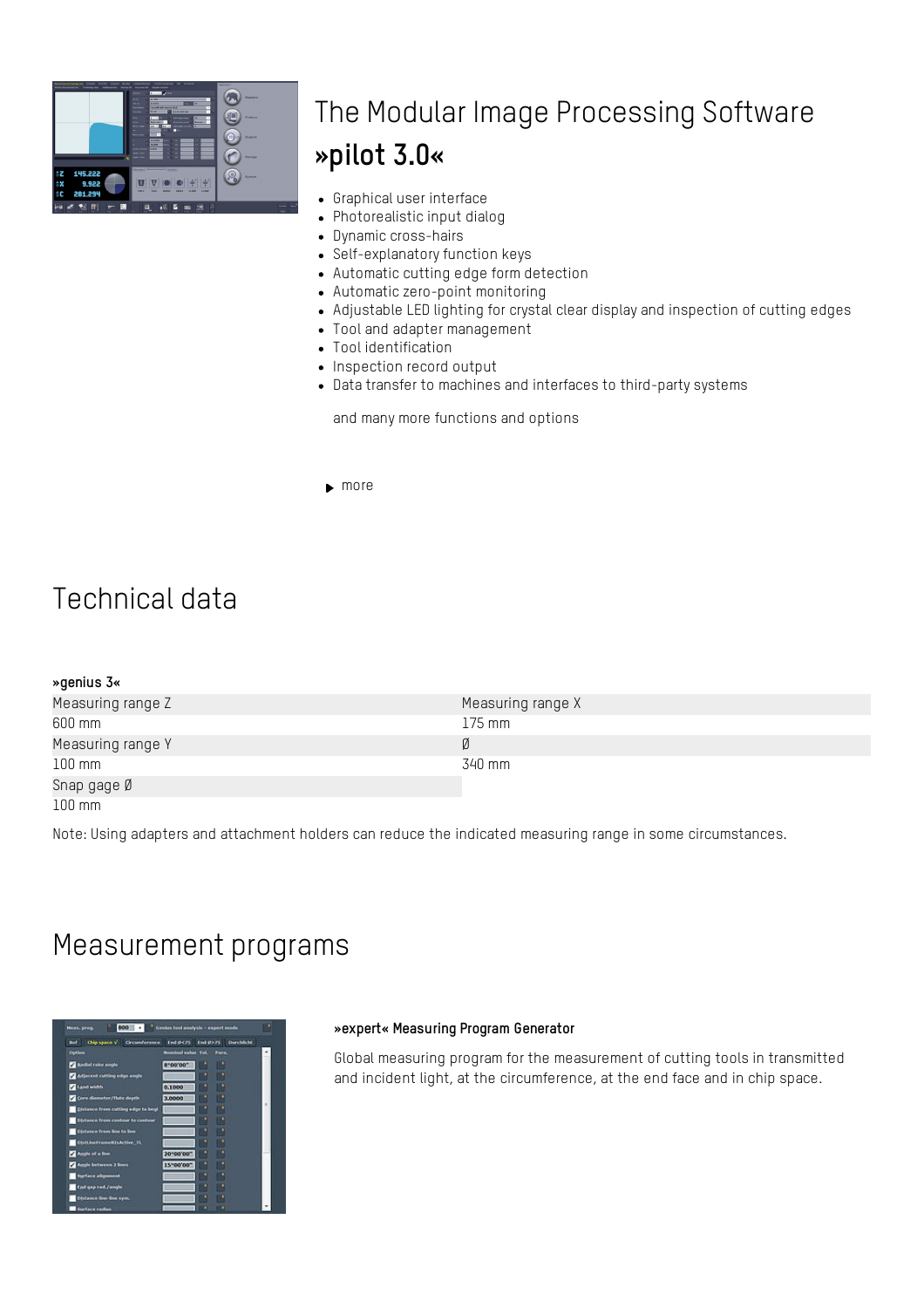# The Modular Image Processing Software »pilot 3.0«

- Graphical user interface
- Photorealistic input dialog
- Dynamic cross-hairs
- Self-explanatory function keys
- Automatic cutting edge form detection
- Automatic zero-point monitoring
- Adjustable LED lighting for crystal clear display and inspection of cutting edges
- Tool and adapter management
- Tool identification
- Inspection record output
- Data transfer to machines and interfaces to third-party systems

and many more functions and options

▶ more

## Technical data

**»genius 3«**

| Measuring range Z | Measuring range X |
|---|---|
| 600 mm | 175 mm |
| Measuring range Y | Ø |
| 100 mm | 340 mm |
| Snap gage Ø | |
| 100 mm | |

Note: Using adapters and attachment holders can reduce the indicated measuring range in some circumstances.

## Measurement programs

**»expert« Measuring Program Generator**

Global measuring program for the measurement of cutting tools in transmitted and incident light, at the circumference, at the end face and in chip space.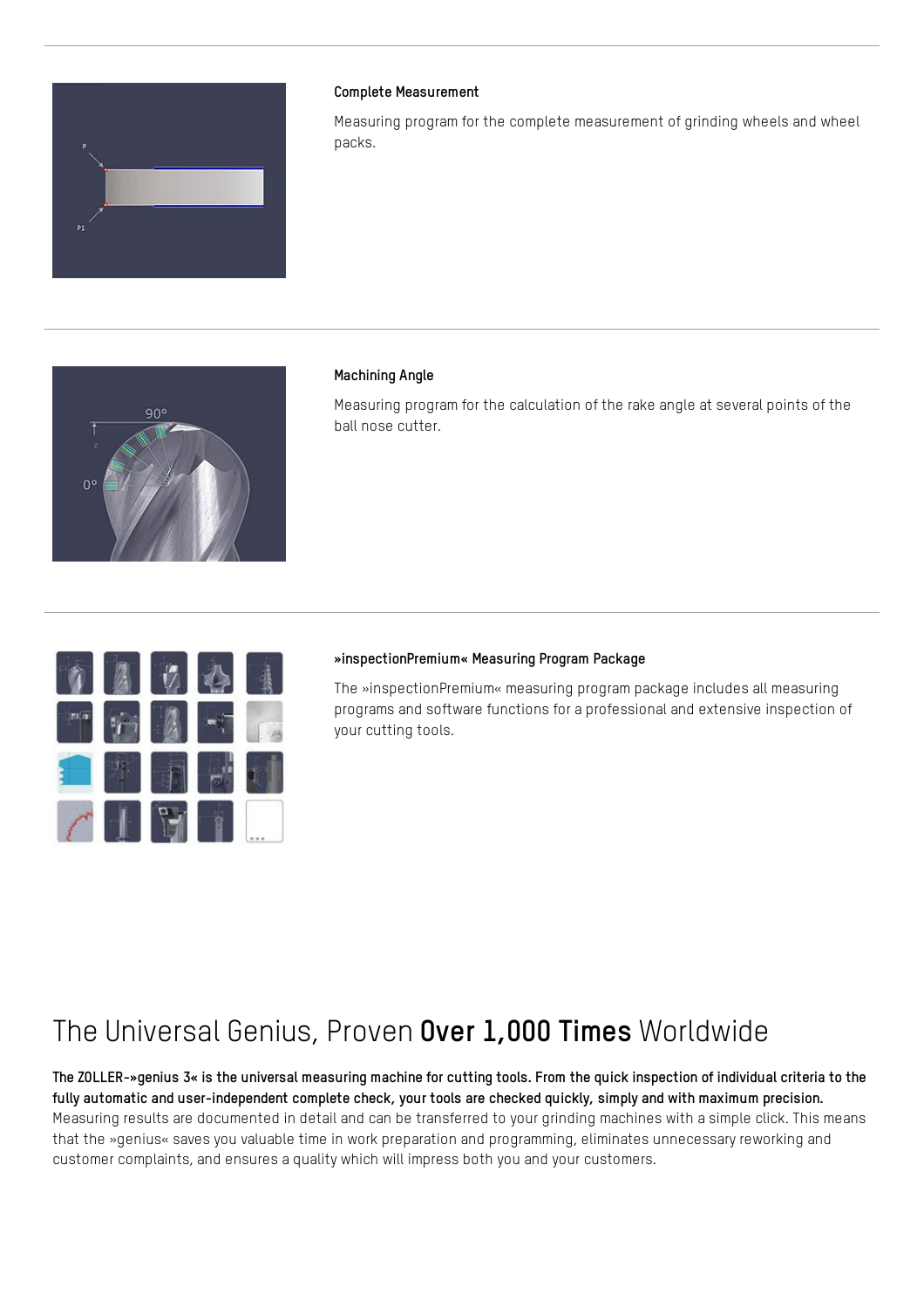### Complete Measurement

Measuring program for the complete measurement of grinding wheels and wheel packs.

### Machining Angle

Measuring program for the calculation of the rake angle at several points of the ball nose cutter.

### »inspectionPremium« Measuring Program Package

The »inspectionPremium« measuring program package includes all measuring programs and software functions for a professional and extensive inspection of your cutting tools.

# The Universal Genius, Proven **Over 1,000 Times** Worldwide

**The ZOLLER-»genius 3« is the universal measuring machine for cutting tools. From the quick inspection of individual criteria to the fully automatic and user-independent complete check, your tools are checked quickly, simply and with maximum precision.** Measuring results are documented in detail and can be transferred to your grinding machines with a simple click. This means that the »genius« saves you valuable time in work preparation and programming, eliminates unnecessary reworking and customer complaints, and ensures a quality which will impress both you and your customers.